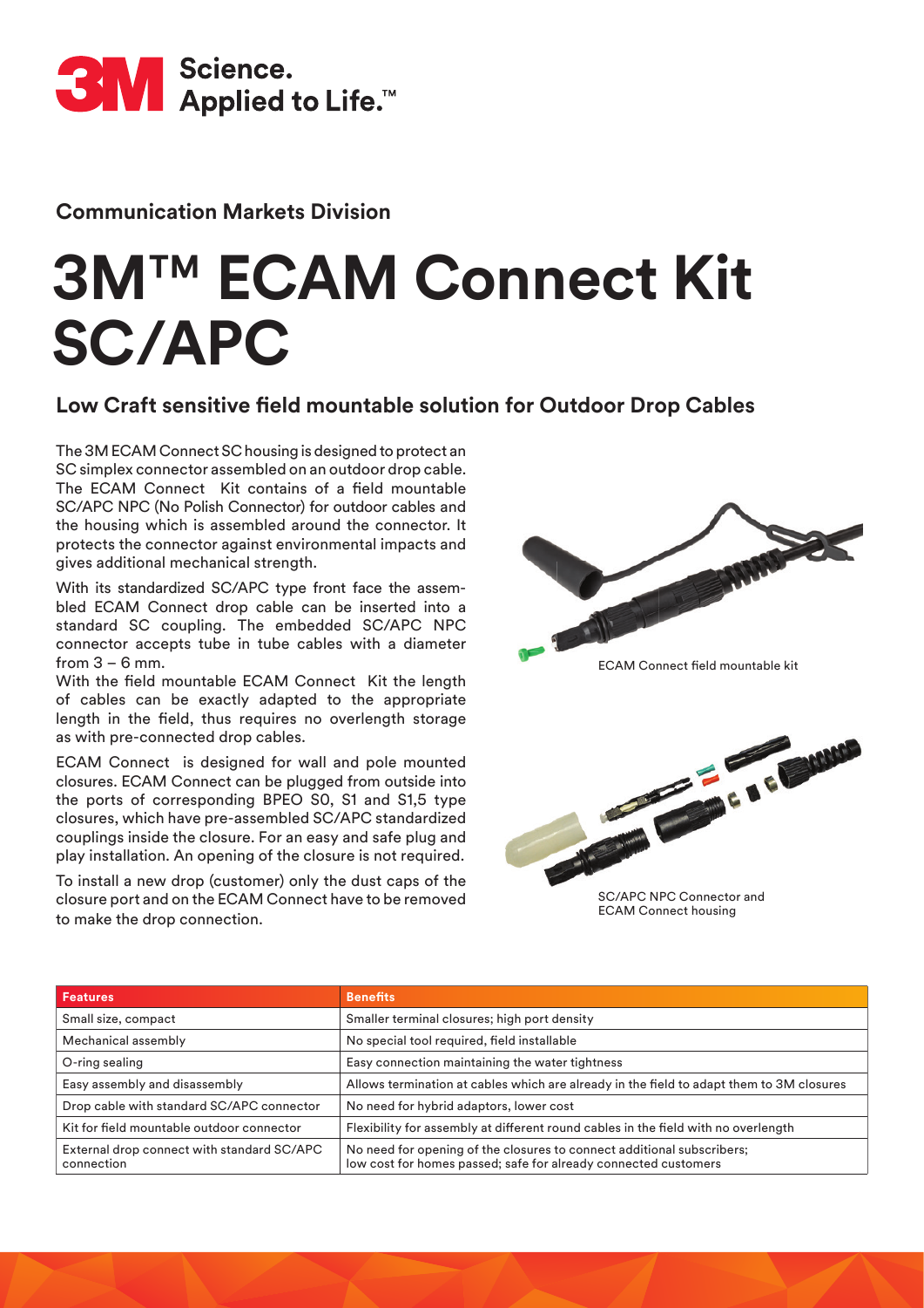**Communication Markets Division**

# 3M™ ECAM Connect Kit SC/APC

## Low Craft sensitive field mountable solution for Outdoor Drop Cables

The 3M ECAM Connect SC housing is designed to protect an SC simplex connector assembled on an outdoor drop cable. The ECAM Connect Kit contains of a field mountable SC/APC NPC (No Polish Connector) for outdoor cables and the housing which is assembled around the connector. It protects the connector against environmental impacts and gives additional mechanical strength.

With its standardized SC/APC type front face the assembled ECAM Connect drop cable can be inserted into a standard SC coupling. The embedded SC/APC NPC connector accepts tube in tube cables with a diameter from 3 – 6 mm.

With the field mountable ECAM Connect Kit the length of cables can be exactly adapted to the appropriate length in the field, thus requires no overlength storage as with pre-connected drop cables.

ECAM Connect is designed for wall and pole mounted closures. ECAM Connect can be plugged from outside into the ports of corresponding BPEO S0, S1 and S1,5 type closures, which have pre-assembled SC/APC standardized couplings inside the closure. For an easy and safe plug and play installation. An opening of the closure is not required.

To install a new drop (customer) only the dust caps of the closure port and on the ECAM Connect have to be removed to make the drop connection.

ECAM Connect field mountable kit

SC/APC NPC Connector and ECAM Connect housing

| Features | Benefits |
|---|---|
| Small size, compact | Smaller terminal closures; high port density |
| Mechanical assembly | No special tool required, field installable |
| O-ring sealing | Easy connection maintaining the water tightness |
| Easy assembly and disassembly | Allows termination at cables which are already in the field to adapt them to 3M closures |
| Drop cable with standard SC/APC connector | No need for hybrid adaptors, lower cost |
| Kit for field mountable outdoor connector | Flexibility for assembly at different round cables in the field with no overlength |
| External drop connect with standard SC/APC connection | No need for opening of the closures to connect additional subscribers; low cost for homes passed; safe for already connected customers |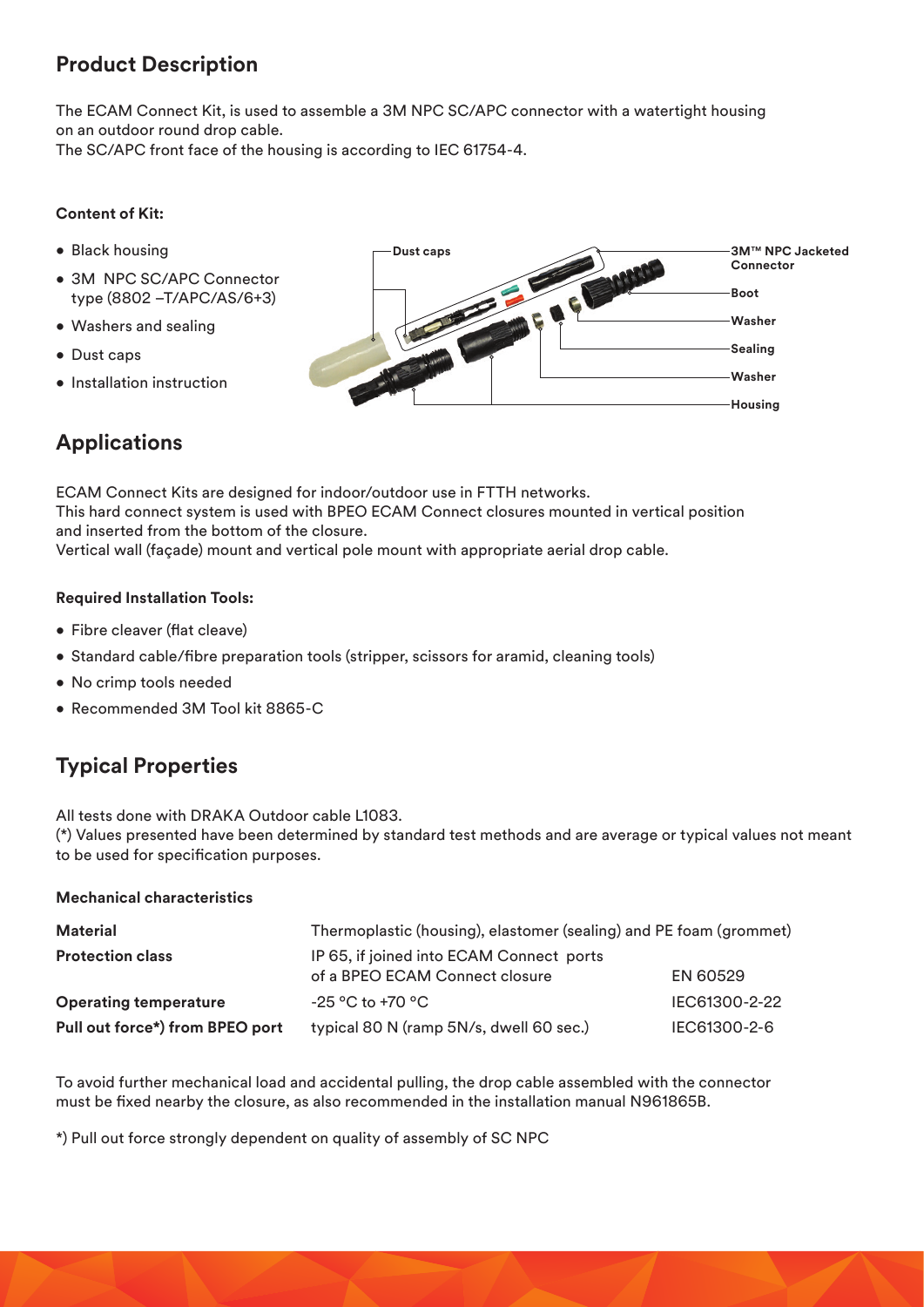## Product Description

The ECAM Connect Kit, is used to assemble a 3M NPC SC/APC connector with a watertight housing on an outdoor round drop cable.
The SC/APC front face of the housing is according to IEC 61754-4.

### Content of Kit:

- Black housing
- 3M NPC SC/APC Connector type (8802 –T/APC/AS/6+3)
- Washers and sealing
- Dust caps
- Installation instruction

Dust caps
3M™ NPC Jacketed Connector
Boot
Washer
Sealing
Washer
Housing

## Applications

ECAM Connect Kits are designed for indoor/outdoor use in FTTH networks.
This hard connect system is used with BPEO ECAM Connect closures mounted in vertical position and inserted from the bottom of the closure.
Vertical wall (façade) mount and vertical pole mount with appropriate aerial drop cable.

### Required Installation Tools:

- Fibre cleaver (flat cleave)
- Standard cable/fibre preparation tools (stripper, scissors for aramid, cleaning tools)
- No crimp tools needed
- Recommended 3M Tool kit 8865-C

## Typical Properties

All tests done with DRAKA Outdoor cable L1083.
(*) Values presented have been determined by standard test methods and are average or typical values not meant to be used for specification purposes.

### Mechanical characteristics

| | | |
|---|---|---|
| **Material** | Thermoplastic (housing), elastomer (sealing) and PE foam (grommet) | |
| **Protection class** | IP 65, if joined into ECAM Connect ports of a BPEO ECAM Connect closure | EN 60529 |
| **Operating temperature** | -25 °C to +70 °C | IEC61300-2-22 |
| **Pull out force*) from BPEO port** | typical 80 N (ramp 5N/s, dwell 60 sec.) | IEC61300-2-6 |

To avoid further mechanical load and accidental pulling, the drop cable assembled with the connector must be fixed nearby the closure, as also recommended in the installation manual N961865B.

*) Pull out force strongly dependent on quality of assembly of SC NPC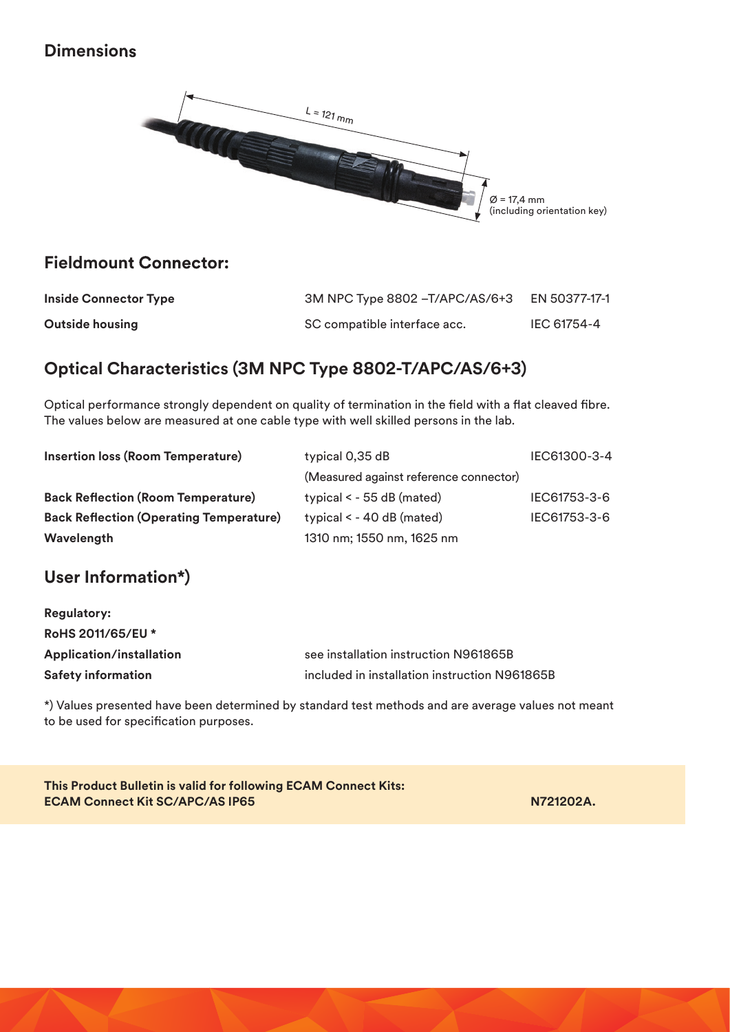## Dimensions

L = 121 mm

Ø = 17,4 mm
(including orientation key)

## Fieldmount Connector:

| | | |
|---|---|---|
| **Inside Connector Type** | 3M NPC Type 8802 –T/APC/AS/6+3 | EN 50377-17-1 |
| **Outside housing** | SC compatible interface acc. | IEC 61754-4 |

## Optical Characteristics (3M NPC Type 8802-T/APC/AS/6+3)

Optical performance strongly dependent on quality of termination in the field with a flat cleaved fibre. The values below are measured at one cable type with well skilled persons in the lab.

| | | |
|---|---|---|
| **Insertion loss (Room Temperature)** | typical 0,35 dB | IEC61300-3-4 |
| | (Measured against reference connector) | |
| **Back Reflection (Room Temperature)** | typical < - 55 dB (mated) | IEC61753-3-6 |
| **Back Reflection (Operating Temperature)** | typical < - 40 dB (mated) | IEC61753-3-6 |
| **Wavelength** | 1310 nm; 1550 nm, 1625 nm | |

## User Information*)

**Regulatory:**

**RoHS 2011/65/EU ***

| | |
|---|---|
| **Application/installation** | see installation instruction N961865B |
| **Safety information** | included in installation instruction N961865B |

*) Values presented have been determined by standard test methods and are average values not meant to be used for specification purposes.

**This Product Bulletin is valid for following ECAM Connect Kits:**
**ECAM Connect Kit SC/APC/AS IP65** **N721202A.**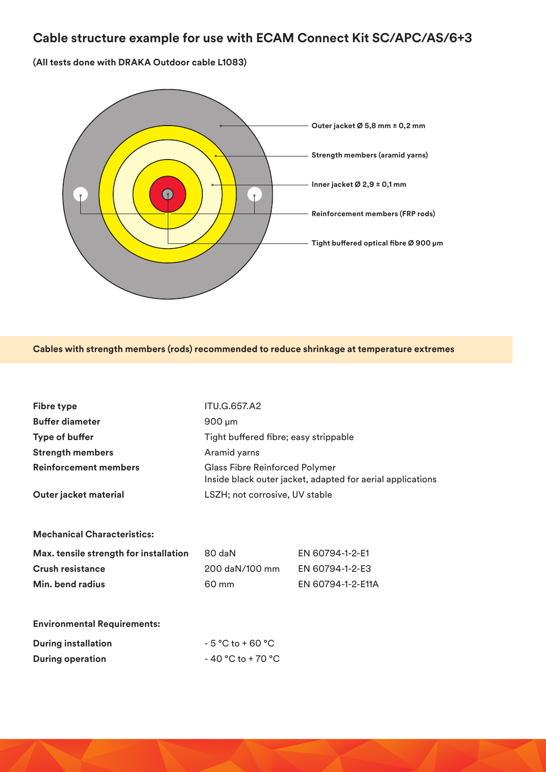## Cable structure example for use with ECAM Connect Kit SC/APC/AS/6+3

**(All tests done with DRAKA Outdoor cable L1083)**

Outer jacket Ø 5,8 mm ± 0,2 mm

Strength members (aramid yarns)

Inner jacket Ø 2,9 ± 0,1 mm

Reinforcement members (FRP rods)

Tight buffered optical fibre Ø 900 µm

**Cables with strength members (rods) recommended to reduce shrinkage at temperature extremes**

| | |
|---|---|
| **Fibre type** | ITU.G.657.A2 |
| **Buffer diameter** | 900 µm |
| **Type of buffer** | Tight buffered fibre; easy strippable |
| **Strength members** | Aramid yarns |
| **Reinforcement members** | Glass Fibre Reinforced Polymer<br>Inside black outer jacket, adapted for aerial applications |
| **Outer jacket material** | LSZH; not corrosive, UV stable |

**Mechanical Characteristics:**

| | | |
|---|---|---|
| **Max. tensile strength for installation** | 80 daN | EN 60794-1-2-E1 |
| **Crush resistance** | 200 daN/100 mm | EN 60794-1-2-E3 |
| **Min. bend radius** | 60 mm | EN 60794-1-2-E11A |

**Environmental Requirements:**

| | |
|---|---|
| **During installation** | - 5 °C to + 60 °C |
| **During operation** | - 40 °C to + 70 °C |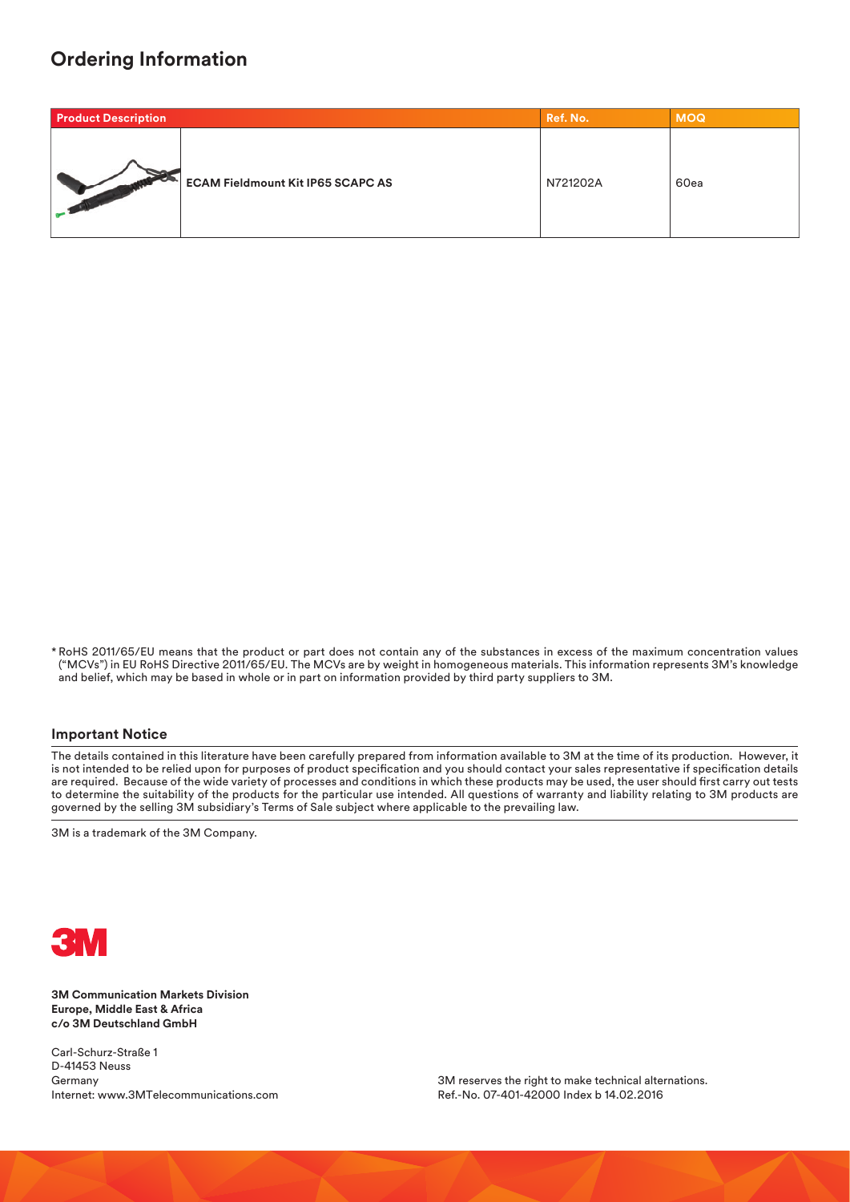## Ordering Information

| Product Description | | Ref. No. | MOQ |
| --- | --- | --- | --- |
| | **ECAM Fieldmount Kit IP65 SCAPC AS** | N721202A | 60ea |

* RoHS 2011/65/EU means that the product or part does not contain any of the substances in excess of the maximum concentration values ("MCVs") in EU RoHS Directive 2011/65/EU. The MCVs are by weight in homogeneous materials. This information represents 3M's knowledge and belief, which may be based in whole or in part on information provided by third party suppliers to 3M.

### Important Notice

The details contained in this literature have been carefully prepared from information available to 3M at the time of its production. However, it is not intended to be relied upon for purposes of product specification and you should contact your sales representative if specification details are required. Because of the wide variety of processes and conditions in which these products may be used, the user should first carry out tests to determine the suitability of the products for the particular use intended. All questions of warranty and liability relating to 3M products are governed by the selling 3M subsidiary's Terms of Sale subject where applicable to the prevailing law.

3M is a trademark of the 3M Company.

**3M Communication Markets Division**
**Europe, Middle East & Africa**
**c/o 3M Deutschland GmbH**

Carl-Schurz-Straße 1
D-41453 Neuss
Germany
Internet: www.3MTelecommunications.com

3M reserves the right to make technical alternations.
Ref.-No. 07-401-42000 Index b 14.02.2016